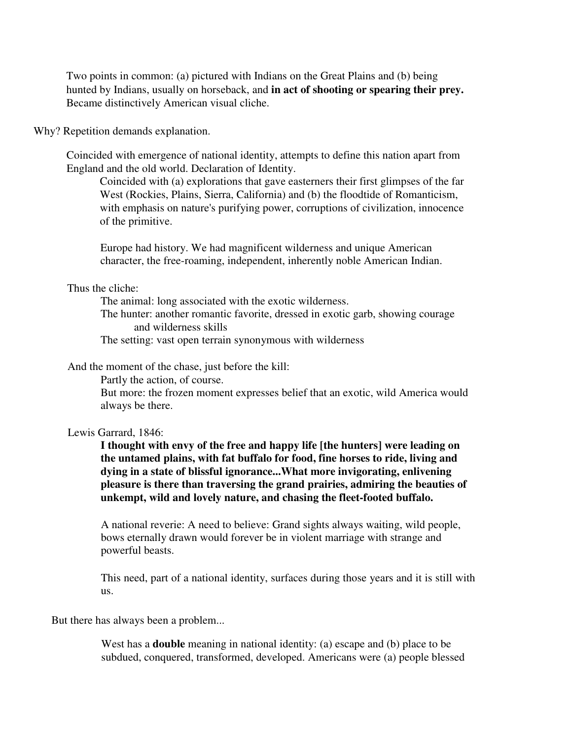Two points in common: (a) pictured with Indians on the Great Plains and (b) being hunted by Indians, usually on horseback, and **in act of shooting or spearing their prey.** Became distinctively American visual cliche.

Why? Repetition demands explanation.

Coincided with emergence of national identity, attempts to define this nation apart from England and the old world. Declaration of Identity.

Coincided with (a) explorations that gave easterners their first glimpses of the far West (Rockies, Plains, Sierra, California) and (b) the floodtide of Romanticism, with emphasis on nature's purifying power, corruptions of civilization, innocence of the primitive.

Europe had history. We had magnificent wilderness and unique American character, the free-roaming, independent, inherently noble American Indian.

Thus the cliche:

The animal: long associated with the exotic wilderness.

The hunter: another romantic favorite, dressed in exotic garb, showing courage and wilderness skills

The setting: vast open terrain synonymous with wilderness

And the moment of the chase, just before the kill:

Partly the action, of course.

But more: the frozen moment expresses belief that an exotic, wild America would always be there.

Lewis Garrard, 1846:

**I thought with envy of the free and happy life [the hunters] were leading on the untamed plains, with fat buffalo for food, fine horses to ride, living and dying in a state of blissful ignorance...What more invigorating, enlivening pleasure is there than traversing the grand prairies, admiring the beauties of unkempt, wild and lovely nature, and chasing the fleet-footed buffalo.**

A national reverie: A need to believe: Grand sights always waiting, wild people, bows eternally drawn would forever be in violent marriage with strange and powerful beasts.

This need, part of a national identity, surfaces during those years and it is still with us.

But there has always been a problem...

West has a **double** meaning in national identity: (a) escape and (b) place to be subdued, conquered, transformed, developed. Americans were (a) people blessed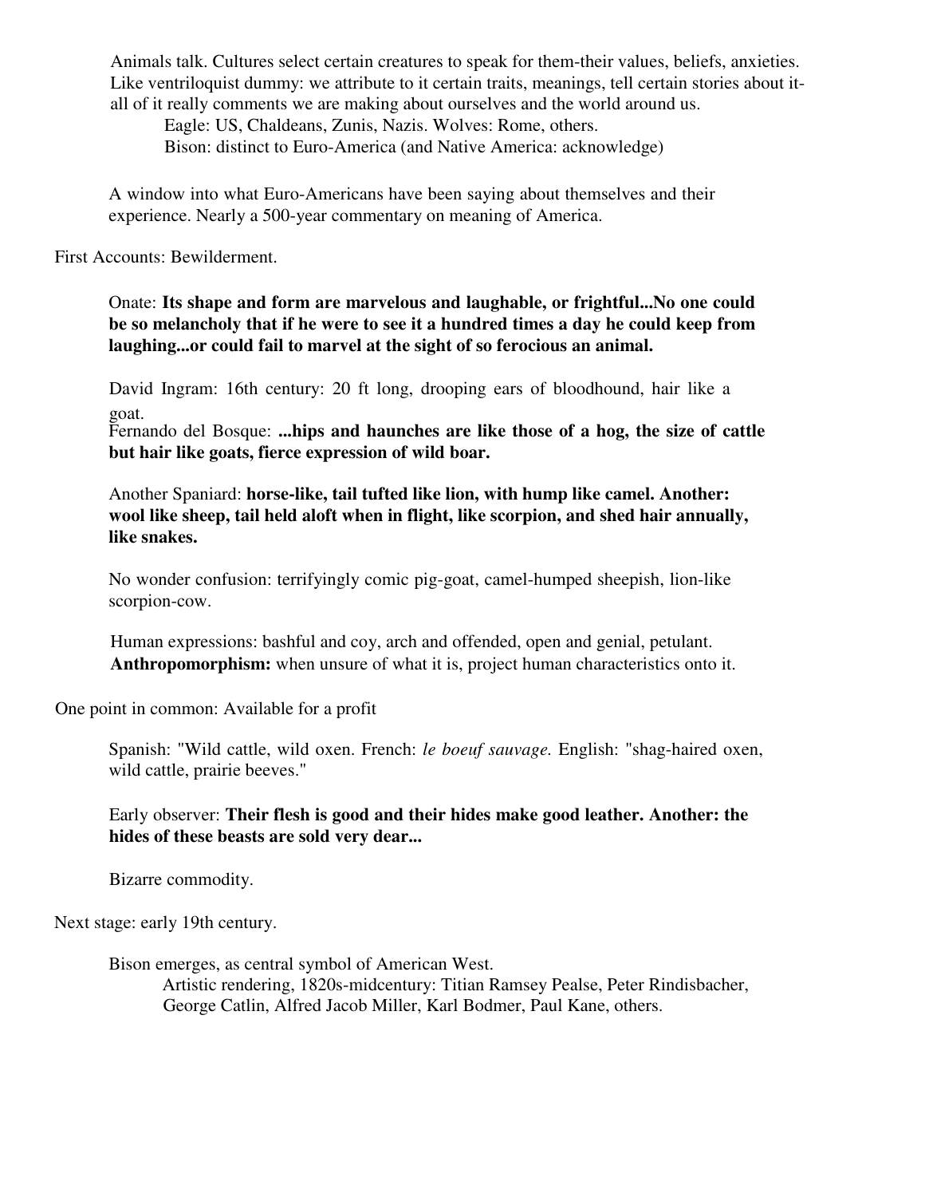Animals talk. Cultures select certain creatures to speak for them-their values, beliefs, anxieties. Like ventriloquist dummy: we attribute to it certain traits, meanings, tell certain stories about it-all of it really comments we are making about ourselves and the world around us.

Eagle: US, Chaldeans, Zunis, Nazis. Wolves: Rome, others.

Bison: distinct to Euro-America (and Native America: acknowledge)

A window into what Euro-Americans have been saying about themselves and their experience. Nearly a 500-year commentary on meaning of America.

First Accounts: Bewilderment.

Onate: **Its shape and form are marvelous and laughable, or frightful...No one could be so melancholy that if he were to see it a hundred times a day he could keep from laughing...or could fail to marvel at the sight of so ferocious an animal.**

David Ingram: 16th century: 20 ft long, drooping ears of bloodhound, hair like a goat.

Fernando del Bosque: **...hips and haunches are like those of a hog, the size of cattle but hair like goats, fierce expression of wild boar.**

Another Spaniard: **horse-like, tail tufted like lion, with hump like camel. Another: wool like sheep, tail held aloft when in flight, like scorpion, and shed hair annually, like snakes.**

No wonder confusion: terrifyingly comic pig-goat, camel-humped sheepish, lion-like scorpion-cow.

Human expressions: bashful and coy, arch and offended, open and genial, petulant.
**Anthropomorphism:** when unsure of what it is, project human characteristics onto it.

One point in common: Available for a profit

Spanish: "Wild cattle, wild oxen. French: *le boeuf sauvage.* English: "shag-haired oxen, wild cattle, prairie beeves."

Early observer: **Their flesh is good and their hides make good leather. Another: the hides of these beasts are sold very dear...**

Bizarre commodity.

Next stage: early 19th century.

Bison emerges, as central symbol of American West.

Artistic rendering, 1820s-midcentury: Titian Ramsey Pealse, Peter Rindisbacher, George Catlin, Alfred Jacob Miller, Karl Bodmer, Paul Kane, others.